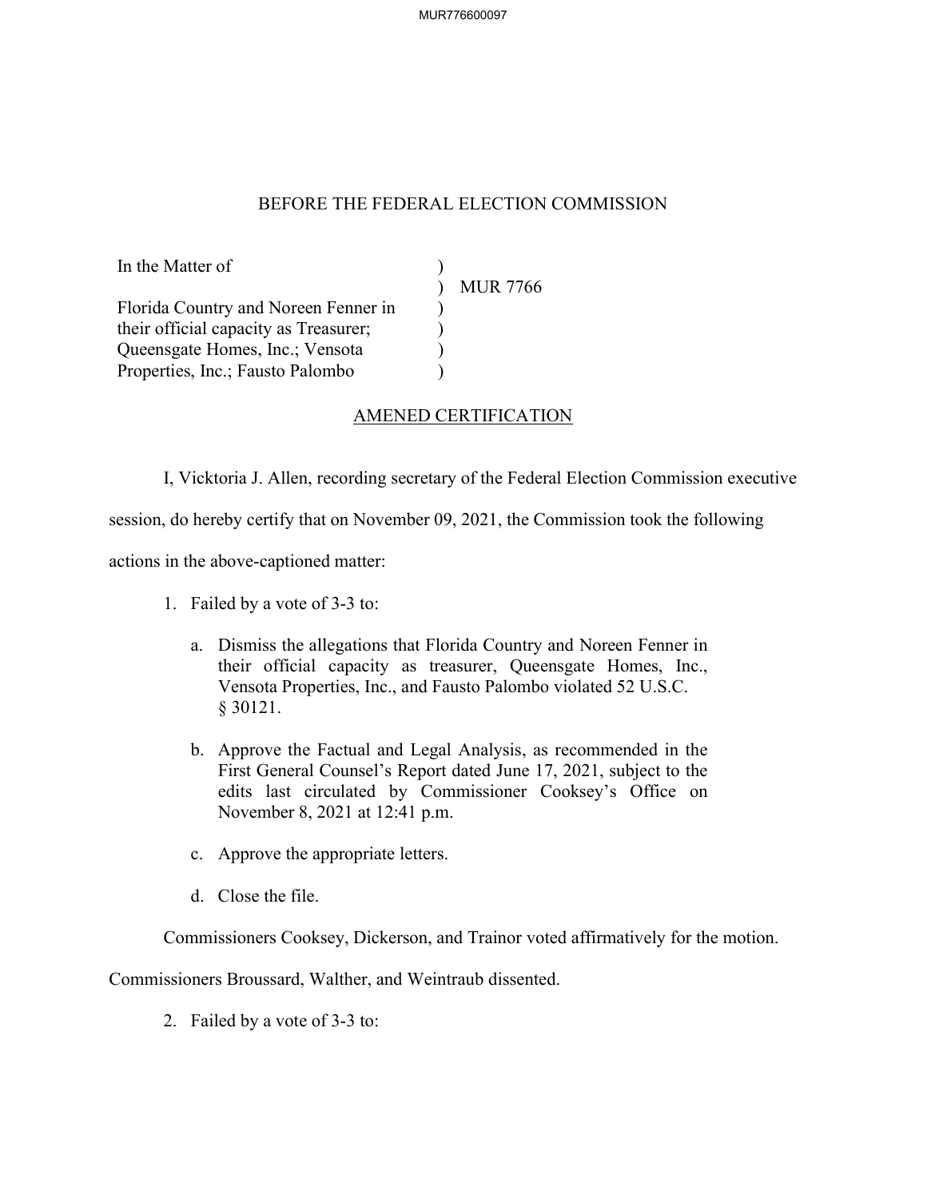BEFORE THE FEDERAL ELECTION COMMISSION

| | | |
|---|---|---|
| In the Matter of | ) | |
| | ) | MUR 7766 |
| Florida Country and Noreen Fenner in their official capacity as Treasurer; Queensgate Homes, Inc.; Vensota Properties, Inc.; Fausto Palombo | ) | |

AMENED CERTIFICATION

I, Vicktoria J. Allen, recording secretary of the Federal Election Commission executive session, do hereby certify that on November 09, 2021, the Commission took the following actions in the above-captioned matter:

1. Failed by a vote of 3-3 to:

   a. Dismiss the allegations that Florida Country and Noreen Fenner in their official capacity as treasurer, Queensgate Homes, Inc., Vensota Properties, Inc., and Fausto Palombo violated 52 U.S.C. § 30121.

   b. Approve the Factual and Legal Analysis, as recommended in the First General Counsel's Report dated June 17, 2021, subject to the edits last circulated by Commissioner Cooksey's Office on November 8, 2021 at 12:41 p.m.

   c. Approve the appropriate letters.

   d. Close the file.

Commissioners Cooksey, Dickerson, and Trainor voted affirmatively for the motion. Commissioners Broussard, Walther, and Weintraub dissented.

2. Failed by a vote of 3-3 to: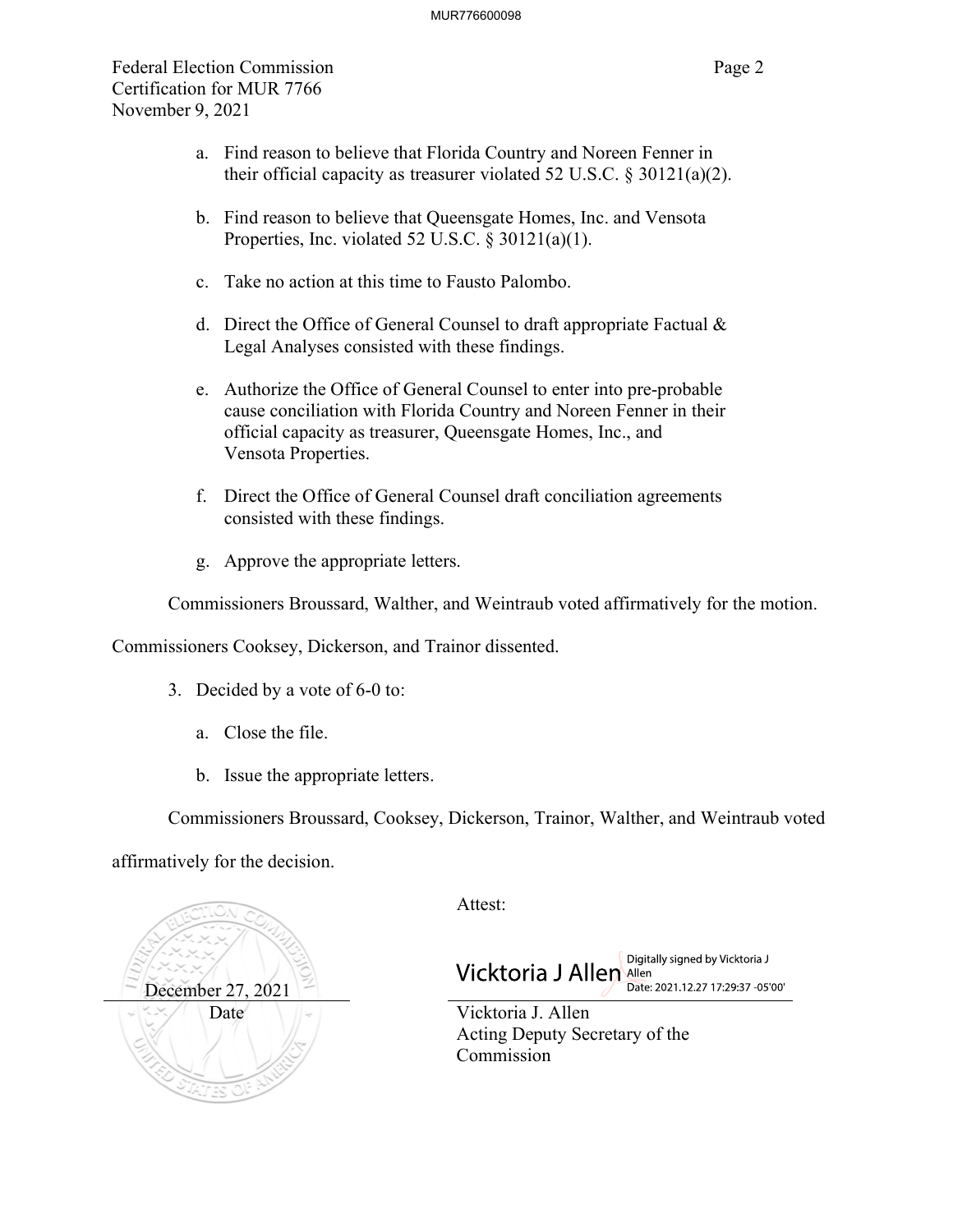Federal Election Commission
Certification for MUR 7766
November 9, 2021

a. Find reason to believe that Florida Country and Noreen Fenner in their official capacity as treasurer violated 52 U.S.C. § 30121(a)(2).

b. Find reason to believe that Queensgate Homes, Inc. and Vensota Properties, Inc. violated 52 U.S.C. § 30121(a)(1).

c. Take no action at this time to Fausto Palombo.

d. Direct the Office of General Counsel to draft appropriate Factual & Legal Analyses consisted with these findings.

e. Authorize the Office of General Counsel to enter into pre-probable cause conciliation with Florida Country and Noreen Fenner in their official capacity as treasurer, Queensgate Homes, Inc., and Vensota Properties.

f. Direct the Office of General Counsel draft conciliation agreements consisted with these findings.

g. Approve the appropriate letters.

Commissioners Broussard, Walther, and Weintraub voted affirmatively for the motion. Commissioners Cooksey, Dickerson, and Trainor dissented.

3. Decided by a vote of 6-0 to:

   a. Close the file.

   b. Issue the appropriate letters.

Commissioners Broussard, Cooksey, Dickerson, Trainor, Walther, and Weintraub voted affirmatively for the decision.

Attest:

December 27, 2021
Date

Vicktoria J Allen
Digitally signed by Vicktoria J Allen
Date: 2021.12.27 17:29:37 -05'00'

Vicktoria J. Allen
Acting Deputy Secretary of the Commission